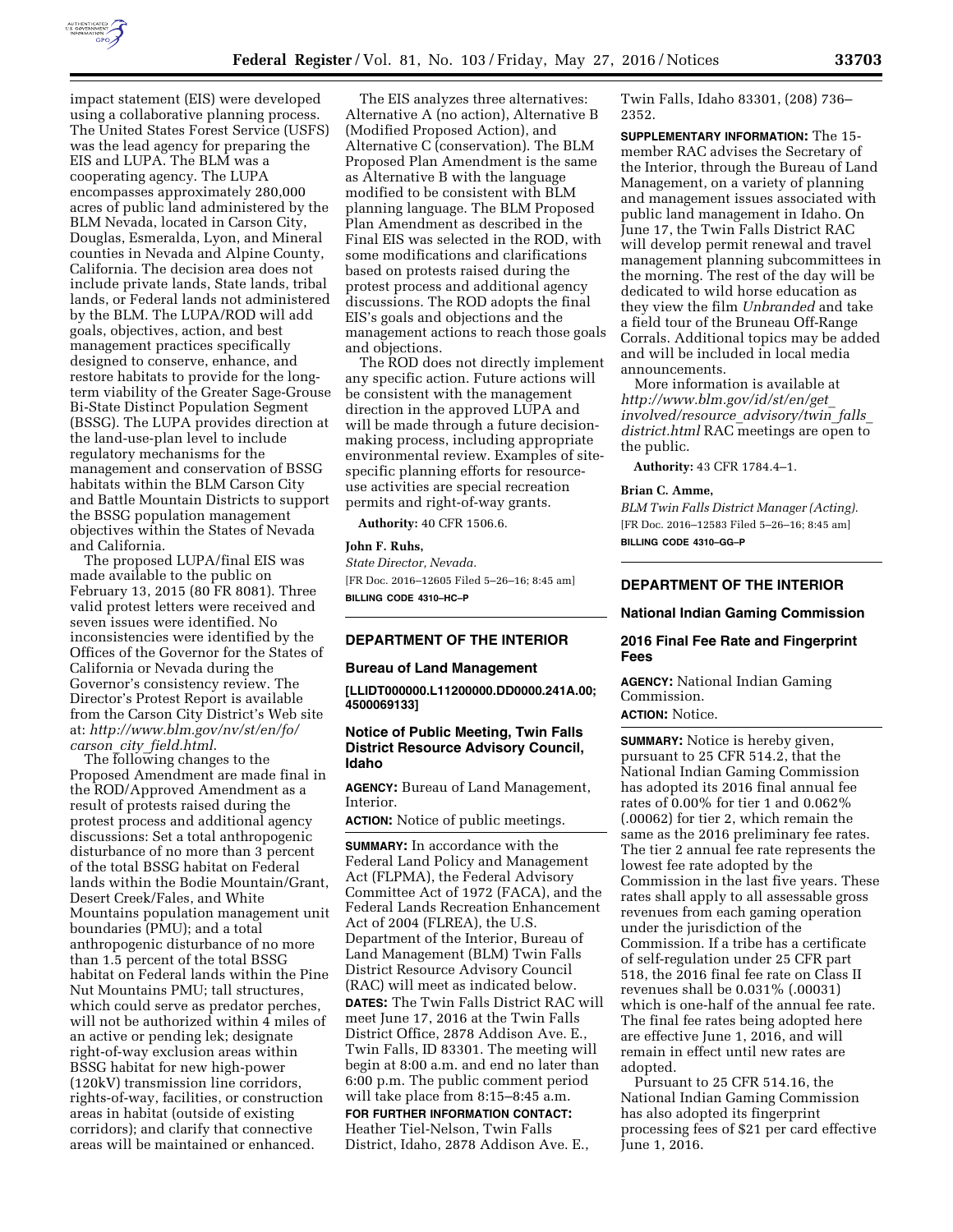impact statement (EIS) were developed using a collaborative planning process. The United States Forest Service (USFS) was the lead agency for preparing the EIS and LUPA. The BLM was a cooperating agency. The LUPA encompasses approximately 280,000 acres of public land administered by the BLM Nevada, located in Carson City, Douglas, Esmeralda, Lyon, and Mineral counties in Nevada and Alpine County, California. The decision area does not include private lands, State lands, tribal lands, or Federal lands not administered by the BLM. The LUPA/ROD will add goals, objectives, action, and best management practices specifically designed to conserve, enhance, and restore habitats to provide for the long-term viability of the Greater Sage-Grouse Bi-State Distinct Population Segment (BSSG). The LUPA provides direction at the land-use-plan level to include regulatory mechanisms for the management and conservation of BSSG habitats within the BLM Carson City and Battle Mountain Districts to support the BSSG population management objectives within the States of Nevada and California.

The proposed LUPA/final EIS was made available to the public on February 13, 2015 (80 FR 8081). Three valid protest letters were received and seven issues were identified. No inconsistencies were identified by the Offices of the Governor for the States of California or Nevada during the Governor's consistency review. The Director's Protest Report is available from the Carson City District's Web site at: *http://www.blm.gov/nv/st/en/fo/carson_city_field.html.*

The following changes to the Proposed Amendment are made final in the ROD/Approved Amendment as a result of protests raised during the protest process and additional agency discussions: Set a total anthropogenic disturbance of no more than 3 percent of the total BSSG habitat on Federal lands within the Bodie Mountain/Grant, Desert Creek/Fales, and White Mountains population management unit boundaries (PMU); and a total anthropogenic disturbance of no more than 1.5 percent of the total BSSG habitat on Federal lands within the Pine Nut Mountains PMU; tall structures, which could serve as predator perches, will not be authorized within 4 miles of an active or pending lek; designate right-of-way exclusion areas within BSSG habitat for new high-power (120kV) transmission line corridors, rights-of-way, facilities, or construction areas in habitat (outside of existing corridors); and clarify that connective areas will be maintained or enhanced.

The EIS analyzes three alternatives: Alternative A (no action), Alternative B (Modified Proposed Action), and Alternative C (conservation). The BLM Proposed Plan Amendment is the same as Alternative B with the language modified to be consistent with BLM planning language. The BLM Proposed Plan Amendment as described in the Final EIS was selected in the ROD, with some modifications and clarifications based on protests raised during the protest process and additional agency discussions. The ROD adopts the final EIS's goals and objections and the management actions to reach those goals and objections.

The ROD does not directly implement any specific action. Future actions will be consistent with the management direction in the approved LUPA and will be made through a future decision-making process, including appropriate environmental review. Examples of site-specific planning efforts for resource-use activities are special recreation permits and right-of-way grants.

**Authority:** 40 CFR 1506.6.

**John F. Ruhs,**

*State Director, Nevada.*

[FR Doc. 2016–12605 Filed 5–26–16; 8:45 am]

**BILLING CODE 4310–HC–P**

---

## DEPARTMENT OF THE INTERIOR

### Bureau of Land Management

**[LLIDT000000.L11200000.DD0000.241A.00; 4500069133]**

### Notice of Public Meeting, Twin Falls District Resource Advisory Council, Idaho

**AGENCY:** Bureau of Land Management, Interior.

**ACTION:** Notice of public meetings.

**SUMMARY:** In accordance with the Federal Land Policy and Management Act (FLPMA), the Federal Advisory Committee Act of 1972 (FACA), and the Federal Lands Recreation Enhancement Act of 2004 (FLREA), the U.S. Department of the Interior, Bureau of Land Management (BLM) Twin Falls District Resource Advisory Council (RAC) will meet as indicated below.

**DATES:** The Twin Falls District RAC will meet June 17, 2016 at the Twin Falls District Office, 2878 Addison Ave. E., Twin Falls, ID 83301. The meeting will begin at 8:00 a.m. and end no later than 6:00 p.m. The public comment period will take place from 8:15–8:45 a.m.

**FOR FURTHER INFORMATION CONTACT:** Heather Tiel-Nelson, Twin Falls District, Idaho, 2878 Addison Ave. E., Twin Falls, Idaho 83301, (208) 736–2352.

**SUPPLEMENTARY INFORMATION:** The 15-member RAC advises the Secretary of the Interior, through the Bureau of Land Management, on a variety of planning and management issues associated with public land management in Idaho. On June 17, the Twin Falls District RAC will develop permit renewal and travel management planning subcommittees in the morning. The rest of the day will be dedicated to wild horse education as they view the film *Unbranded* and take a field tour of the Bruneau Off-Range Corrals. Additional topics may be added and will be included in local media announcements.

More information is available at *http://www.blm.gov/id/st/en/get_involved/resource_advisory/twin_falls_district.html* RAC meetings are open to the public.

**Authority:** 43 CFR 1784.4–1.

**Brian C. Amme,**

*BLM Twin Falls District Manager (Acting).*

[FR Doc. 2016–12583 Filed 5–26–16; 8:45 am]

**BILLING CODE 4310–GG–P**

---

## DEPARTMENT OF THE INTERIOR

### National Indian Gaming Commission

### 2016 Final Fee Rate and Fingerprint Fees

**AGENCY:** National Indian Gaming Commission.

**ACTION:** Notice.

**SUMMARY:** Notice is hereby given, pursuant to 25 CFR 514.2, that the National Indian Gaming Commission has adopted its 2016 final annual fee rates of 0.00% for tier 1 and 0.062% (.00062) for tier 2, which remain the same as the 2016 preliminary fee rates. The tier 2 annual fee rate represents the lowest fee rate adopted by the Commission in the last five years. These rates shall apply to all assessable gross revenues from each gaming operation under the jurisdiction of the Commission. If a tribe has a certificate of self-regulation under 25 CFR part 518, the 2016 final fee rate on Class II revenues shall be 0.031% (.00031) which is one-half of the annual fee rate. The final fee rates being adopted here are effective June 1, 2016, and will remain in effect until new rates are adopted.

Pursuant to 25 CFR 514.16, the National Indian Gaming Commission has also adopted its fingerprint processing fees of $21 per card effective June 1, 2016.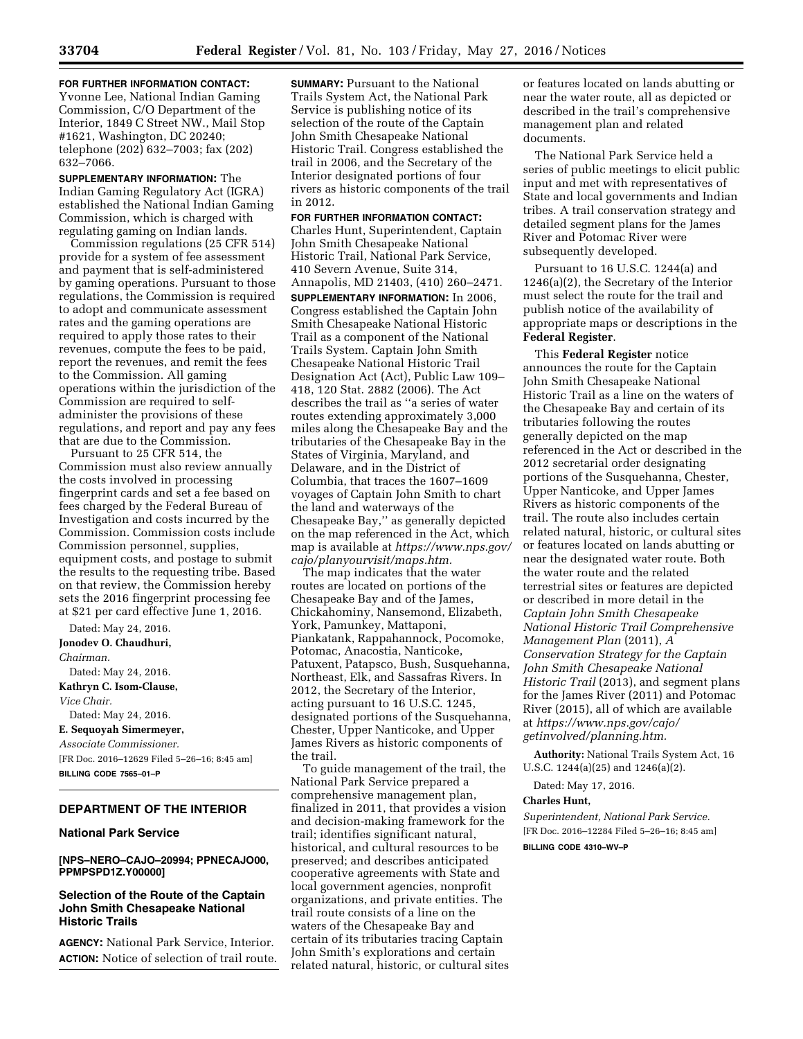**FOR FURTHER INFORMATION CONTACT:** Yvonne Lee, National Indian Gaming Commission, C/O Department of the Interior, 1849 C Street NW., Mail Stop #1621, Washington, DC 20240; telephone (202) 632–7003; fax (202) 632–7066.

**SUPPLEMENTARY INFORMATION:** The Indian Gaming Regulatory Act (IGRA) established the National Indian Gaming Commission, which is charged with regulating gaming on Indian lands.

Commission regulations (25 CFR 514) provide for a system of fee assessment and payment that is self-administered by gaming operations. Pursuant to those regulations, the Commission is required to adopt and communicate assessment rates and the gaming operations are required to apply those rates to their revenues, compute the fees to be paid, report the revenues, and remit the fees to the Commission. All gaming operations within the jurisdiction of the Commission are required to self-administer the provisions of these regulations, and report and pay any fees that are due to the Commission.

Pursuant to 25 CFR 514, the Commission must also review annually the costs involved in processing fingerprint cards and set a fee based on fees charged by the Federal Bureau of Investigation and costs incurred by the Commission. Commission costs include Commission personnel, supplies, equipment costs, and postage to submit the results to the requesting tribe. Based on that review, the Commission hereby sets the 2016 fingerprint processing fee at $21 per card effective June 1, 2016.

Dated: May 24, 2016.

**Jonodev O. Chaudhuri,**

*Chairman.*

Dated: May 24, 2016.

**Kathryn C. Isom-Clause,**

*Vice Chair.*

Dated: May 24, 2016.

**E. Sequoyah Simermeyer,**

*Associate Commissioner.*

[FR Doc. 2016–12629 Filed 5–26–16; 8:45 am]

**BILLING CODE 7565–01–P**

## DEPARTMENT OF THE INTERIOR

### National Park Service

**[NPS–NERO–CAJO–20994; PPNECAJO00, PPMPSPD1Z.Y00000]**

### Selection of the Route of the Captain John Smith Chesapeake National Historic Trails

**AGENCY:** National Park Service, Interior.

**ACTION:** Notice of selection of trail route.

**SUMMARY:** Pursuant to the National Trails System Act, the National Park Service is publishing notice of its selection of the route of the Captain John Smith Chesapeake National Historic Trail. Congress established the trail in 2006, and the Secretary of the Interior designated portions of four rivers as historic components of the trail in 2012.

**FOR FURTHER INFORMATION CONTACT:** Charles Hunt, Superintendent, Captain John Smith Chesapeake National Historic Trail, National Park Service, 410 Severn Avenue, Suite 314, Annapolis, MD 21403, (410) 260–2471.

**SUPPLEMENTARY INFORMATION:** In 2006, Congress established the Captain John Smith Chesapeake National Historic Trail as a component of the National Trails System. Captain John Smith Chesapeake National Historic Trail Designation Act (Act), Public Law 109–418, 120 Stat. 2882 (2006). The Act describes the trail as ''a series of water routes extending approximately 3,000 miles along the Chesapeake Bay and the tributaries of the Chesapeake Bay in the States of Virginia, Maryland, and Delaware, and in the District of Columbia, that traces the 1607–1609 voyages of Captain John Smith to chart the land and waterways of the Chesapeake Bay,'' as generally depicted on the map referenced in the Act, which map is available at *https://www.nps.gov/cajo/planyourvisit/maps.htm.*

The map indicates that the water routes are located on portions of the Chesapeake Bay and of the James, Chickahominy, Nansemond, Elizabeth, York, Pamunkey, Mattaponi, Piankatank, Rappahannock, Pocomoke, Potomac, Anacostia, Nanticoke, Patuxent, Patapsco, Bush, Susquehanna, Northeast, Elk, and Sassafras Rivers. In 2012, the Secretary of the Interior, acting pursuant to 16 U.S.C. 1245, designated portions of the Susquehanna, Chester, Upper Nanticoke, and Upper James Rivers as historic components of the trail.

To guide management of the trail, the National Park Service prepared a comprehensive management plan, finalized in 2011, that provides a vision and decision-making framework for the trail; identifies significant natural, historical, and cultural resources to be preserved; and describes anticipated cooperative agreements with State and local government agencies, nonprofit organizations, and private entities. The trail route consists of a line on the waters of the Chesapeake Bay and certain of its tributaries tracing Captain John Smith's explorations and certain related natural, historic, or cultural sites or features located on lands abutting or near the water route, all as depicted or described in the trail's comprehensive management plan and related documents.

The National Park Service held a series of public meetings to elicit public input and met with representatives of State and local governments and Indian tribes. A trail conservation strategy and detailed segment plans for the James River and Potomac River were subsequently developed.

Pursuant to 16 U.S.C. 1244(a) and 1246(a)(2), the Secretary of the Interior must select the route for the trail and publish notice of the availability of appropriate maps or descriptions in the **Federal Register**.

This **Federal Register** notice announces the route for the Captain John Smith Chesapeake National Historic Trail as a line on the waters of the Chesapeake Bay and certain of its tributaries following the routes generally depicted on the map referenced in the Act or described in the 2012 secretarial order designating portions of the Susquehanna, Chester, Upper Nanticoke, and Upper James Rivers as historic components of the trail. The route also includes certain related natural, historic, or cultural sites or features located on lands abutting or near the designated water route. Both the water route and the related terrestrial sites or features are depicted or described in more detail in the *Captain John Smith Chesapeake National Historic Trail Comprehensive Management Plan* (2011), *A Conservation Strategy for the Captain John Smith Chesapeake National Historic Trail* (2013), and segment plans for the James River (2011) and Potomac River (2015), all of which are available at *https://www.nps.gov/cajo/getinvolved/planning.htm.*

**Authority:** National Trails System Act, 16 U.S.C. 1244(a)(25) and 1246(a)(2).

Dated: May 17, 2016.

**Charles Hunt,**

*Superintendent, National Park Service.*

[FR Doc. 2016–12284 Filed 5–26–16; 8:45 am]

**BILLING CODE 4310–WV–P**